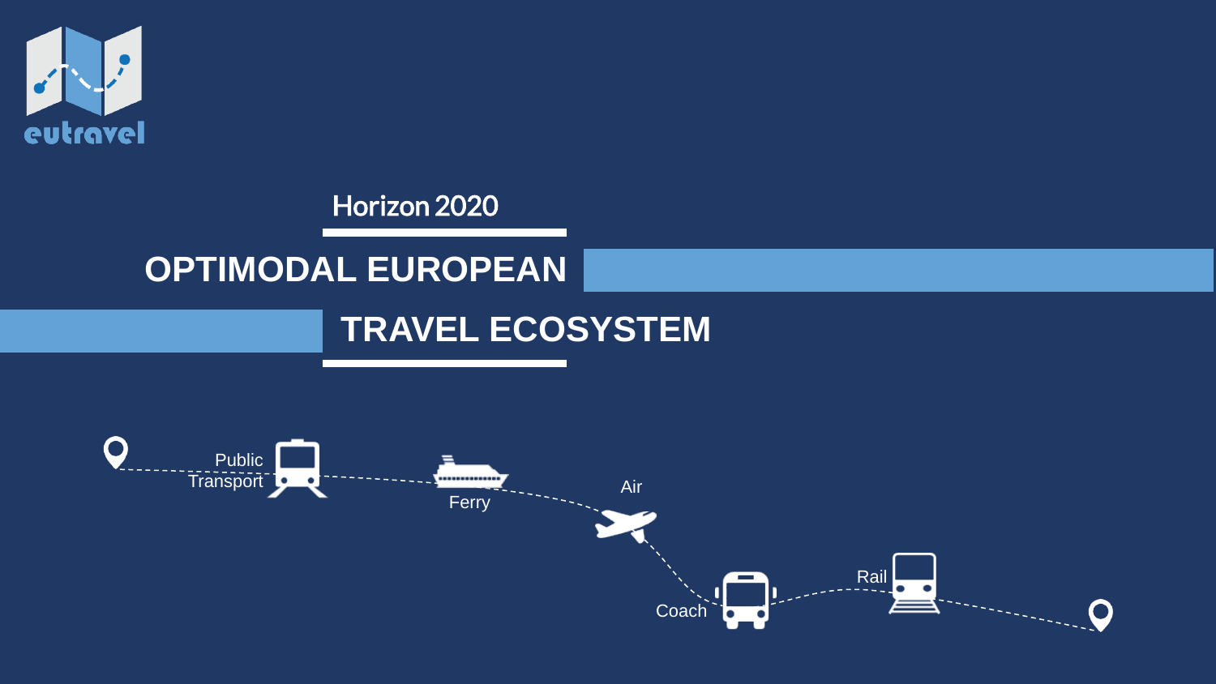eutravel

Horizon 2020

# OPTIMODAL EUROPEAN TRAVEL ECOSYSTEM

Public Transport

Ferry

Air

Coach

Rail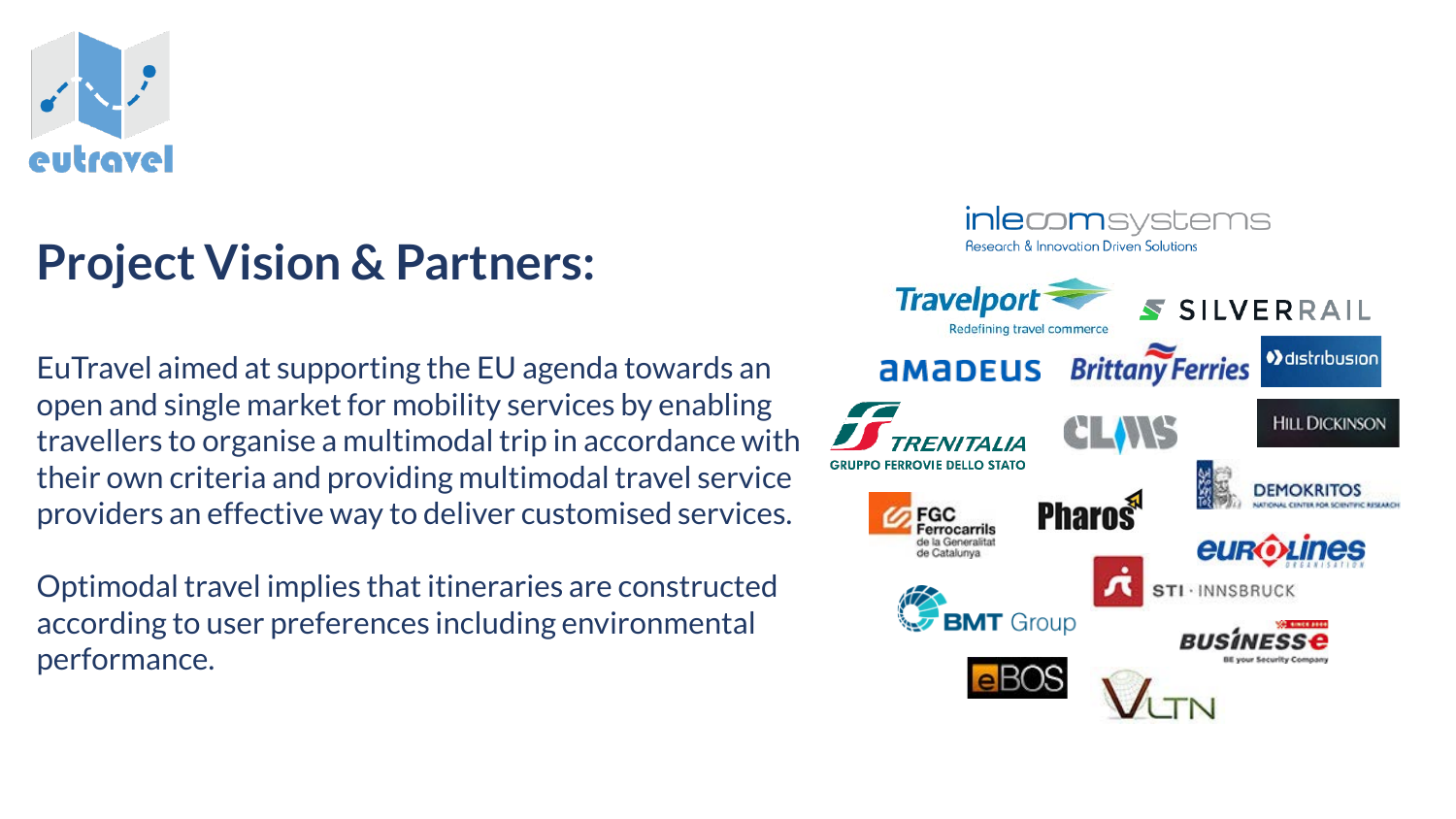# Project Vision & Partners:

EuTravel aimed at supporting the EU agenda towards an open and single market for mobility services by enabling travellers to organise a multimodal trip in accordance with their own criteria and providing multimodal travel service providers an effective way to deliver customised services.

Optimodal travel implies that itineraries are constructed according to user preferences including environmental performance.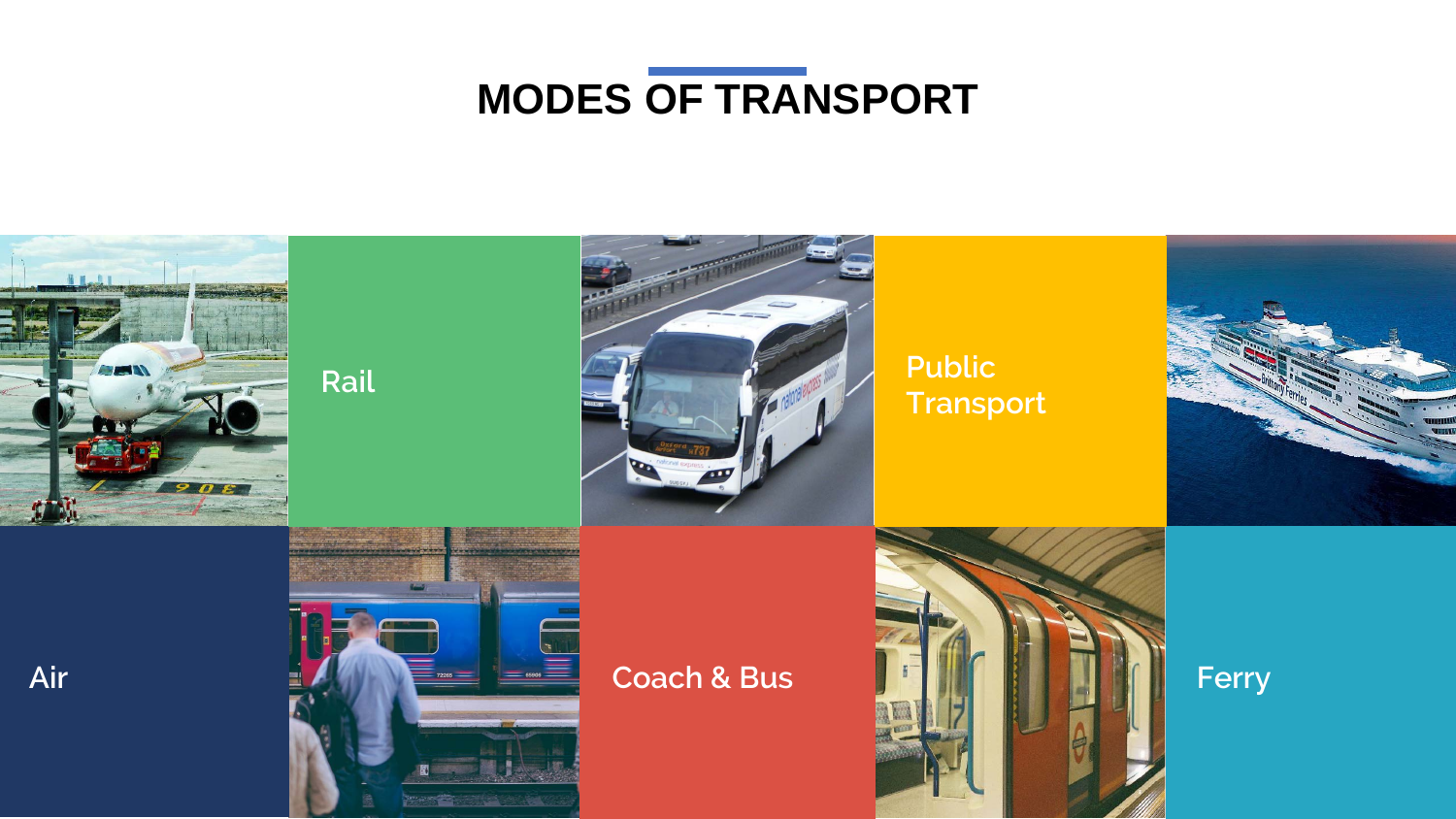# MODES OF TRANSPORT

Rail

Public Transport

Air

Coach & Bus

Ferry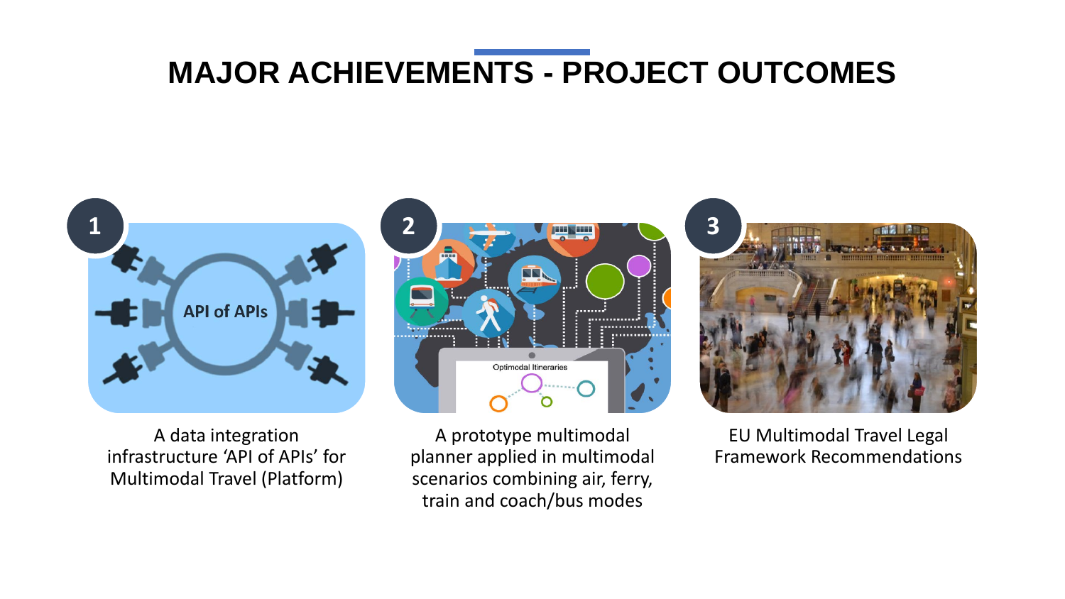# MAJOR ACHIEVEMENTS - PROJECT OUTCOMES

**1**

A data integration infrastructure 'API of APIs' for Multimodal Travel (Platform)

**2**

A prototype multimodal planner applied in multimodal scenarios combining air, ferry, train and coach/bus modes

**3**

EU Multimodal Travel Legal Framework Recommendations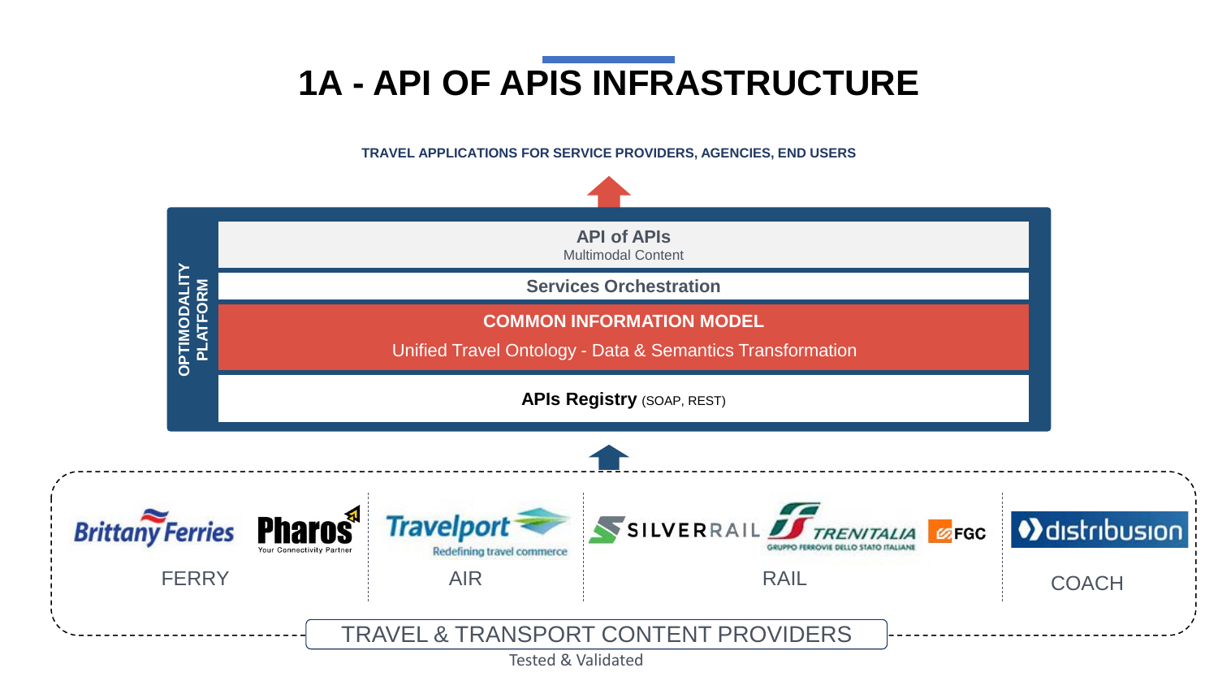# 1A - API OF APIS INFRASTRUCTURE

**TRAVEL APPLICATIONS FOR SERVICE PROVIDERS, AGENCIES, END USERS**

**OPTIMODALITY PLATFORM**

**API of APIs**
Multimodal Content

**Services Orchestration**

**COMMON INFORMATION MODEL**
Unified Travel Ontology - Data & Semantics Transformation

**APIs Registry** (SOAP, REST)

Brittany Ferries — Pharos (Your Connectivity Partner): FERRY

Travelport (Redefining travel commerce): AIR

SILVERRAIL — TRENITALIA (Gruppo Ferrovie dello Stato Italiane) — FGC: RAIL

distribusion: COACH

TRAVEL & TRANSPORT CONTENT PROVIDERS

Tested & Validated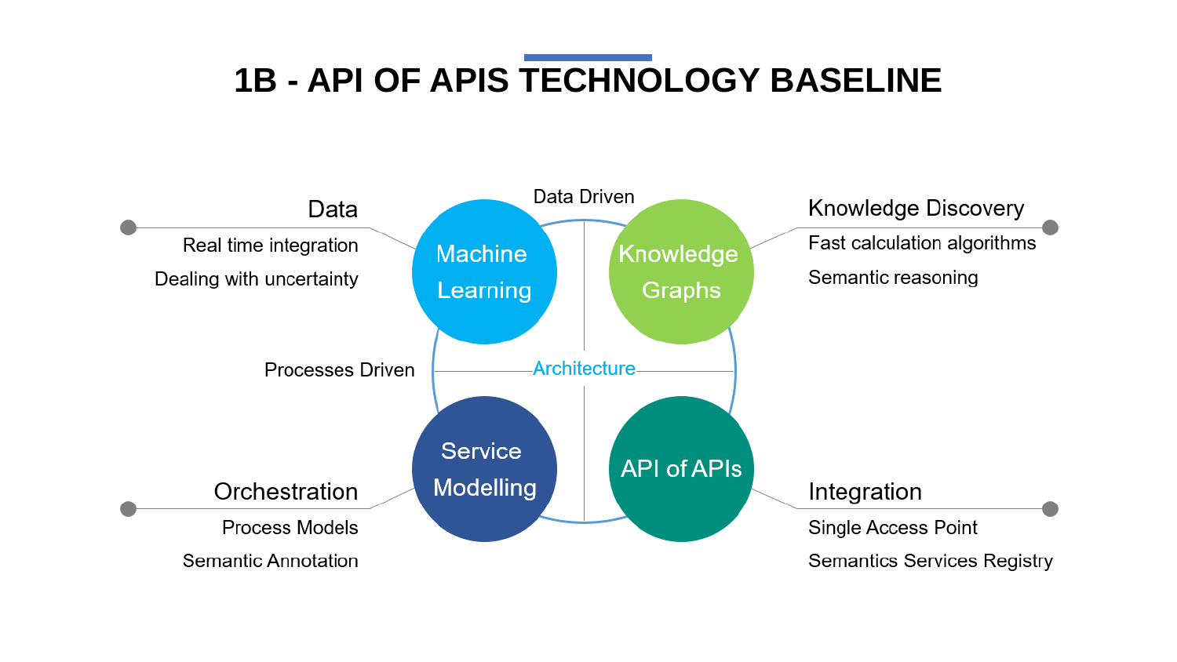# 1B - API OF APIS TECHNOLOGY BASELINE

**Data**
- Real time integration
- Dealing with uncertainty

**Knowledge Discovery**
- Fast calculation algorithms
- Semantic reasoning

Data Driven

Machine Learning

Knowledge Graphs

Processes Driven

Architecture

Service Modelling

API of APIs

**Orchestration**
- Process Models
- Semantic Annotation

**Integration**
- Single Access Point
- Semantics Services Registry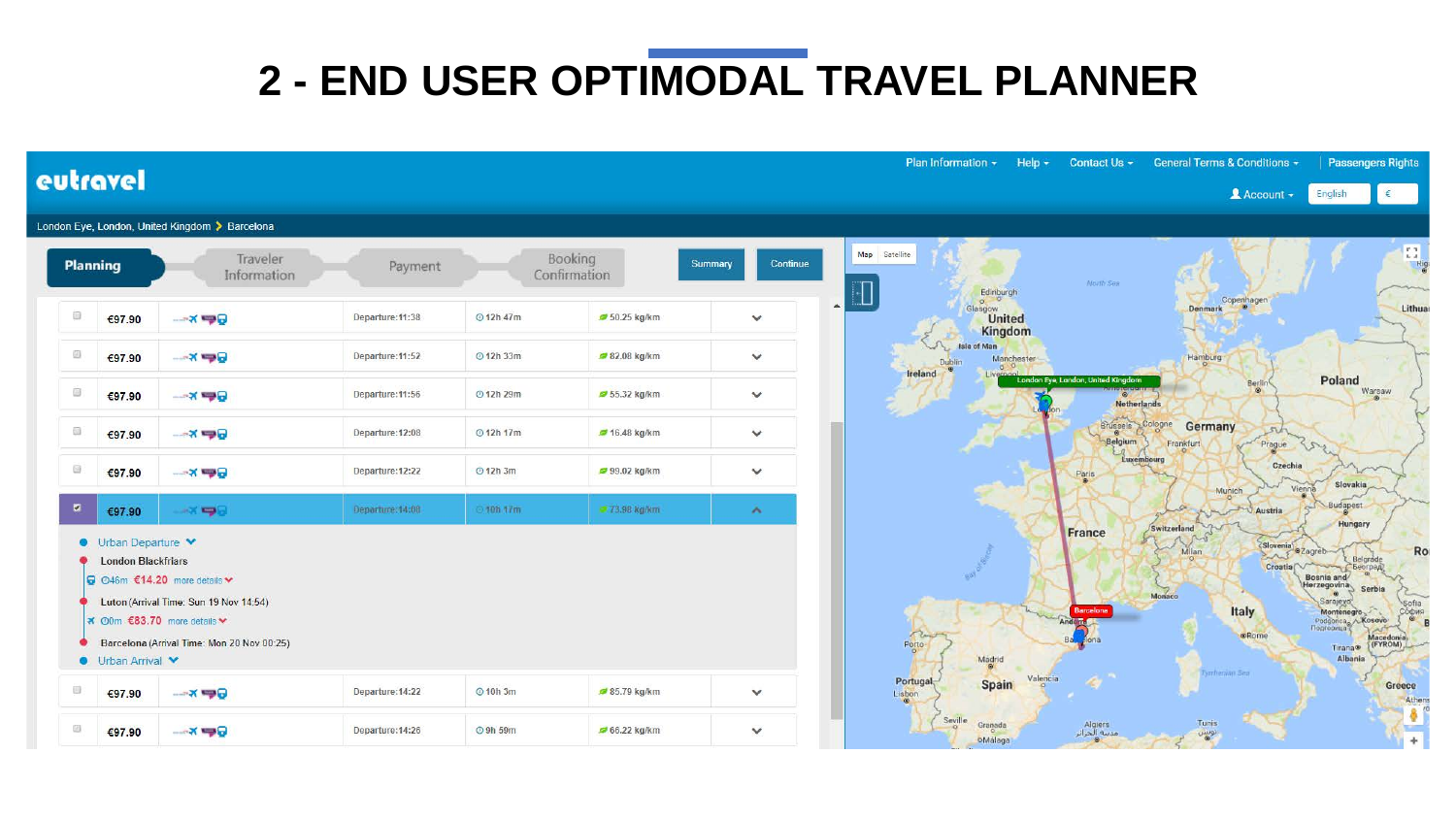# 2 - END USER OPTIMODAL TRAVEL PLANNER

eutravel

Plan Information ▾ | Help ▾ | Contact Us ▾ | General Terms & Conditions ▾ | Passengers Rights

Account ▾ | English | €

London Eye, London, United Kingdom > Barcelona

Planning | Traveler Information | Payment | Booking Confirmation | Summary | Continue

| | Price | Departure | Duration | Emissions |
|---|---|---|---|---|
| ☐ | €97.90 | Departure: 11:38 | 12h 47m | 50.25 kg/km |
| ☐ | €97.90 | Departure: 11:52 | 12h 33m | 82.08 kg/km |
| ☐ | €97.90 | Departure: 11:56 | 12h 29m | 55.32 kg/km |
| ☐ | €97.90 | Departure: 12:08 | 12h 17m | 16.48 kg/km |
| ☐ | €97.90 | Departure: 12:22 | 12h 3m | 99.02 kg/km |
| ☑ | €97.90 | Departure: 14:00 | 10h 17m | 73.98 kg/km |

- Urban Departure
- London Blackfriars
  - 46m €14.20 more details
- Luton (Arrival Time: Sun 19 Nov 14:54)
  - 0m €83.70 more details
- Barcelona (Arrival Time: Mon 20 Nov 00:25)
- Urban Arrival

| | Price | Departure | Duration | Emissions |
|---|---|---|---|---|
| ☐ | €97.90 | Departure: 14:22 | 10h 5m | 85.79 kg/km |
| ☐ | €97.90 | Departure: 14:26 | 9h 59m | 66.22 kg/km |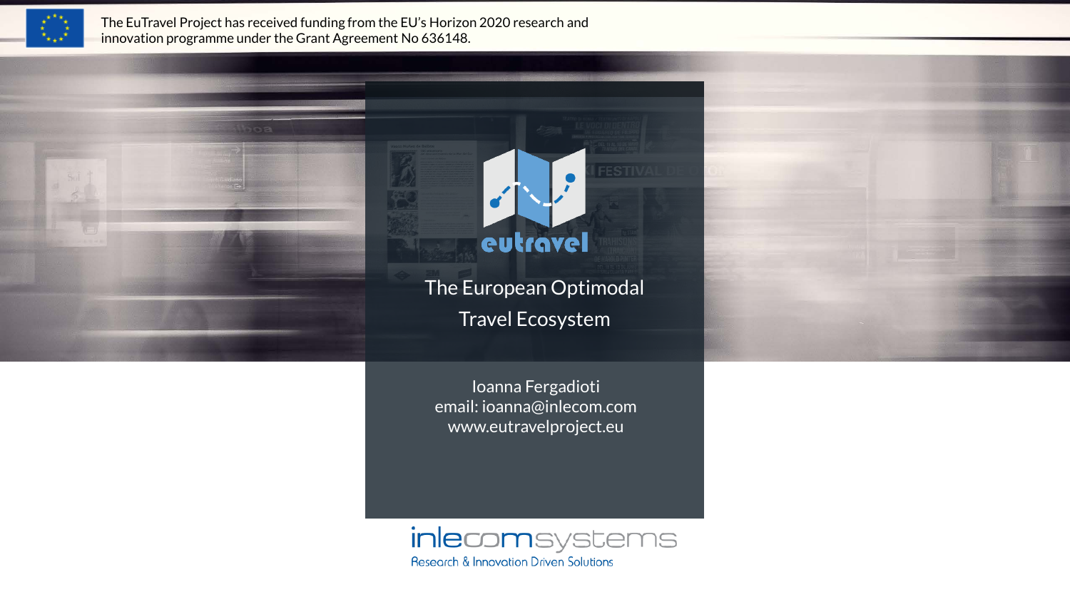The EuTravel Project has received funding from the EU's Horizon 2020 research and innovation programme under the Grant Agreement No 636148.

eutravel

# The European Optimodal Travel Ecosystem

Ioanna Fergadioti
email: ioanna@inlecom.com
www.eutravelproject.eu

inlecomsystems
Research & Innovation Driven Solutions